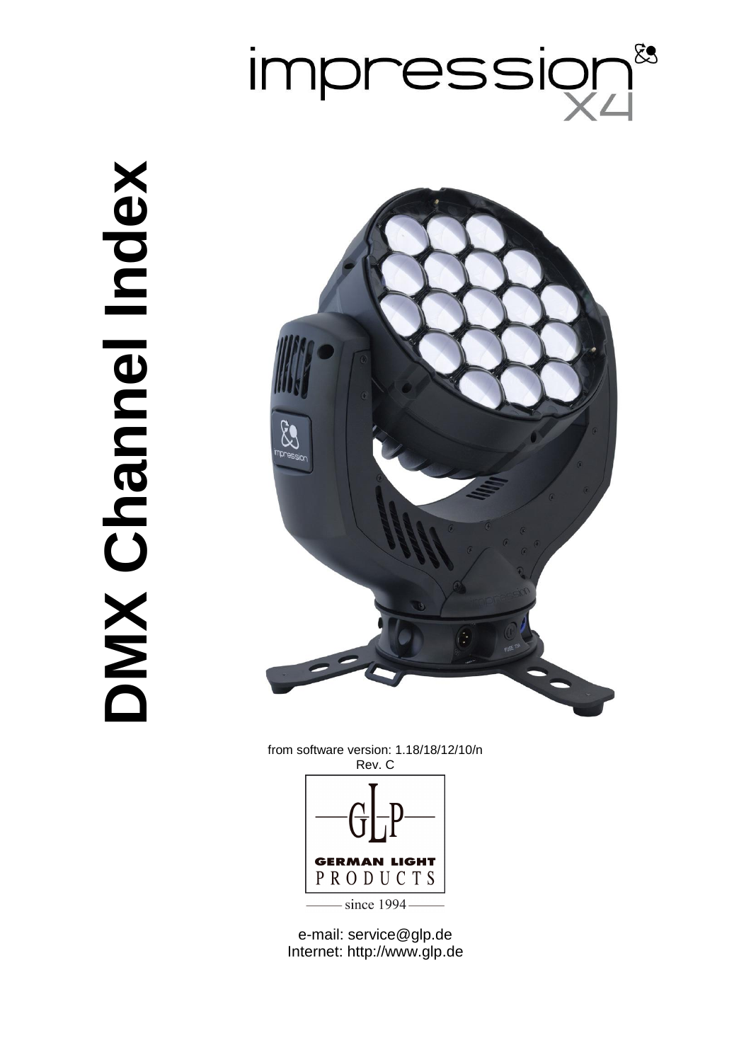# impression X4

# DMX Channel Index

from software version: 1.18/18/12/10/n

Rev. C

GLP

GERMAN LIGHT PRODUCTS

since 1994

e-mail: service@glp.de

Internet: http://www.glp.de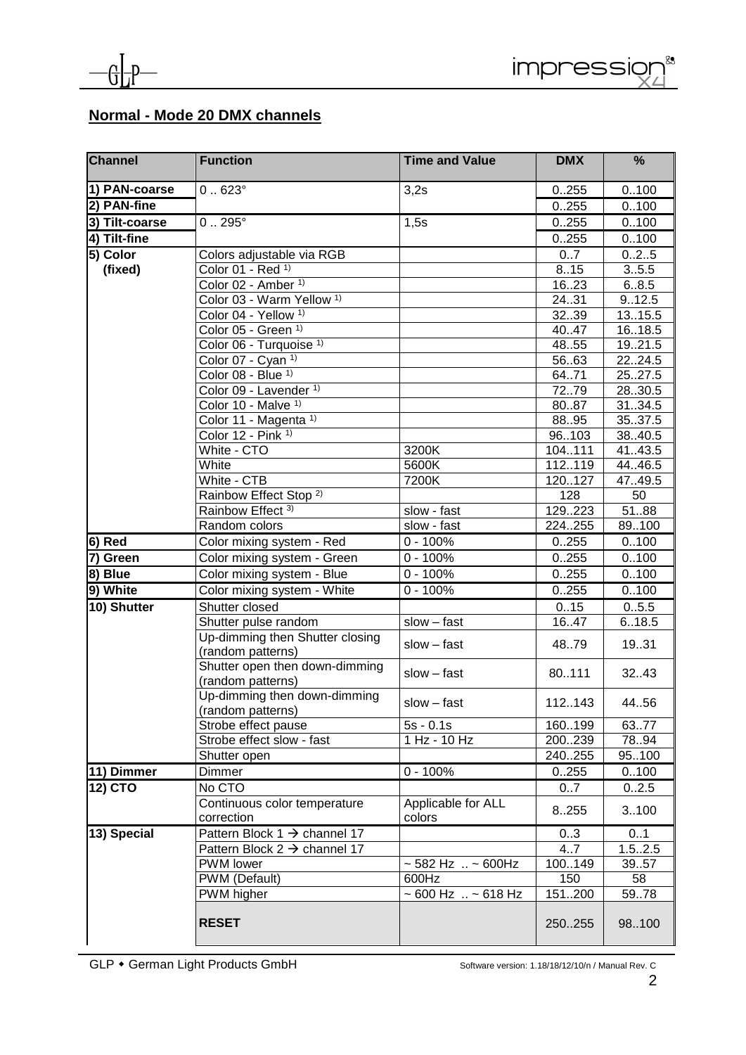## Normal - Mode 20 DMX channels

| Channel | Function | Time and Value | DMX | % |
|---|---|---|---|---|
| 1) PAN-coarse | 0 .. 623° | 3,2s | 0..255 | 0..100 |
| 2) PAN-fine | | | 0..255 | 0..100 |
| 3) Tilt-coarse | 0 .. 295° | 1,5s | 0..255 | 0..100 |
| 4) Tilt-fine | | | 0..255 | 0..100 |
| 5) Color (fixed) | Colors adjustable via RGB | | 0..7 | 0..2..5 |
| | Color 01 - Red [1)] | | 8..15 | 3..5.5 |
| | Color 02 - Amber [1)] | | 16..23 | 6..8.5 |
| | Color 03 - Warm Yellow [1)] | | 24..31 | 9..12.5 |
| | Color 04 - Yellow [1)] | | 32..39 | 13..15.5 |
| | Color 05 - Green [1)] | | 40..47 | 16..18.5 |
| | Color 06 - Turquoise [1)] | | 48..55 | 19..21.5 |
| | Color 07 - Cyan [1)] | | 56..63 | 22..24.5 |
| | Color 08 - Blue [1)] | | 64..71 | 25..27.5 |
| | Color 09 - Lavender [1)] | | 72..79 | 28..30.5 |
| | Color 10 - Malve [1)] | | 80..87 | 31..34.5 |
| | Color 11 - Magenta [1)] | | 88..95 | 35..37.5 |
| | Color 12 - Pink [1)] | | 96..103 | 38..40.5 |
| | White - CTO | 3200K | 104..111 | 41..43.5 |
| | White | 5600K | 112..119 | 44..46.5 |
| | White - CTB | 7200K | 120..127 | 47..49.5 |
| | Rainbow Effect Stop [2)] | | 128 | 50 |
| | Rainbow Effect [3)] | slow - fast | 129..223 | 51..88 |
| | Random colors | slow - fast | 224..255 | 89..100 |
| 6) Red | Color mixing system - Red | 0 - 100% | 0..255 | 0..100 |
| 7) Green | Color mixing system - Green | 0 - 100% | 0..255 | 0..100 |
| 8) Blue | Color mixing system - Blue | 0 - 100% | 0..255 | 0..100 |
| 9) White | Color mixing system - White | 0 - 100% | 0..255 | 0..100 |
| 10) Shutter | Shutter closed | | 0..15 | 0..5.5 |
| | Shutter pulse random | slow – fast | 16..47 | 6..18.5 |
| | Up-dimming then Shutter closing (random patterns) | slow – fast | 48..79 | 19..31 |
| | Shutter open then down-dimming (random patterns) | slow – fast | 80..111 | 32..43 |
| | Up-dimming then down-dimming (random patterns) | slow – fast | 112..143 | 44..56 |
| | Strobe effect pause | 5s - 0.1s | 160..199 | 63..77 |
| | Strobe effect slow - fast | 1 Hz - 10 Hz | 200..239 | 78..94 |
| | Shutter open | | 240..255 | 95..100 |
| 11) Dimmer | Dimmer | 0 - 100% | 0..255 | 0..100 |
| 12) CTO | No CTO | | 0..7 | 0..2.5 |
| | Continuous color temperature correction | Applicable for ALL colors | 8..255 | 3..100 |
| 13) Special | Pattern Block 1 → channel 17 | | 0..3 | 0..1 |
| | Pattern Block 2 → channel 17 | | 4..7 | 1.5..2.5 |
| | PWM lower | ~ 582 Hz .. ~ 600Hz | 100..149 | 39..57 |
| | PWM (Default) | 600Hz | 150 | 58 |
| | PWM higher | ~ 600 Hz .. ~ 618 Hz | 151..200 | 59..78 |
| | **RESET** | | 250..255 | 98..100 |

GLP • German Light Products GmbH

Software version: 1.18/18/12/10/n / Manual Rev. C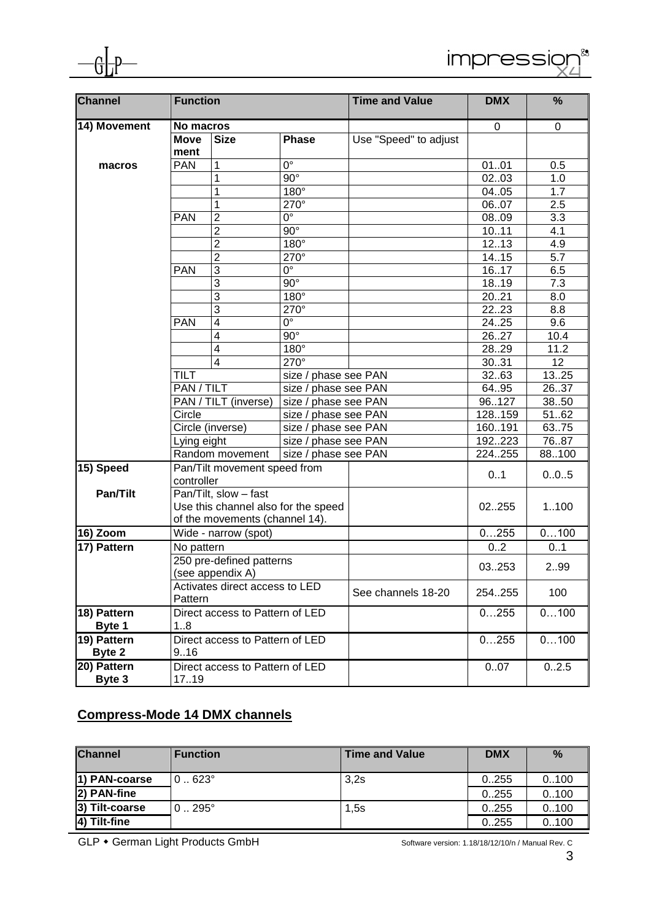| Channel | Function | | | Time and Value | DMX | % |
|---|---|---|---|---|---|---|
| 14) Movement | No macros | | | | 0 | 0 |
| | Move ment | Size | Phase | Use "Speed" to adjust | | |
| macros | PAN | 1 | 0° | | 01..01 | 0.5 |
| | | 1 | 90° | | 02..03 | 1.0 |
| | | 1 | 180° | | 04..05 | 1.7 |
| | | 1 | 270° | | 06..07 | 2.5 |
| | PAN | 2 | 0° | | 08..09 | 3.3 |
| | | 2 | 90° | | 10..11 | 4.1 |
| | | 2 | 180° | | 12..13 | 4.9 |
| | | 2 | 270° | | 14..15 | 5.7 |
| | PAN | 3 | 0° | | 16..17 | 6.5 |
| | | 3 | 90° | | 18..19 | 7.3 |
| | | 3 | 180° | | 20..21 | 8.0 |
| | | 3 | 270° | | 22..23 | 8.8 |
| | PAN | 4 | 0° | | 24..25 | 9.6 |
| | | 4 | 90° | | 26..27 | 10.4 |
| | | 4 | 180° | | 28..29 | 11.2 |
| | | 4 | 270° | | 30..31 | 12 |
| | TILT | | size / phase see PAN | | 32..63 | 13..25 |
| | PAN / TILT | | size / phase see PAN | | 64..95 | 26..37 |
| | PAN / TILT (inverse) | | size / phase see PAN | | 96..127 | 38..50 |
| | Circle | | size / phase see PAN | | 128..159 | 51..62 |
| | Circle (inverse) | | size / phase see PAN | | 160..191 | 63..75 |
| | Lying eight | | size / phase see PAN | | 192..223 | 76..87 |
| | Random movement | | size / phase see PAN | | 224..255 | 88..100 |
| 15) Speed | Pan/Tilt movement speed from controller | | | | 0..1 | 0..0..5 |
| Pan/Tilt | Pan/Tilt, slow – fast<br>Use this channel also for the speed of the movements (channel 14). | | | | 02..255 | 1..100 |
| 16) Zoom | Wide - narrow (spot) | | | | 0…255 | 0…100 |
| 17) Pattern | No pattern | | | | 0..2 | 0..1 |
| | 250 pre-defined patterns (see appendix A) | | | | 03..253 | 2..99 |
| | Activates direct access to LED Pattern | | | See channels 18-20 | 254..255 | 100 |
| 18) Pattern Byte 1 | Direct access to Pattern of LED 1..8 | | | | 0…255 | 0…100 |
| 19) Pattern Byte 2 | Direct access to Pattern of LED 9..16 | | | | 0…255 | 0…100 |
| 20) Pattern Byte 3 | Direct access to Pattern of LED 17..19 | | | | 0..07 | 0..2.5 |

## Compress-Mode 14 DMX channels

| Channel | Function | Time and Value | DMX | % |
|---|---|---|---|---|
| 1) PAN-coarse | 0 .. 623° | 3,2s | 0..255 | 0..100 |
| 2) PAN-fine | | | 0..255 | 0..100 |
| 3) Tilt-coarse | 0 .. 295° | 1,5s | 0..255 | 0..100 |
| 4) Tilt-fine | | | 0..255 | 0..100 |

GLP • German Light Products GmbH

Software version: 1.18/18/12/10/n / Manual Rev. C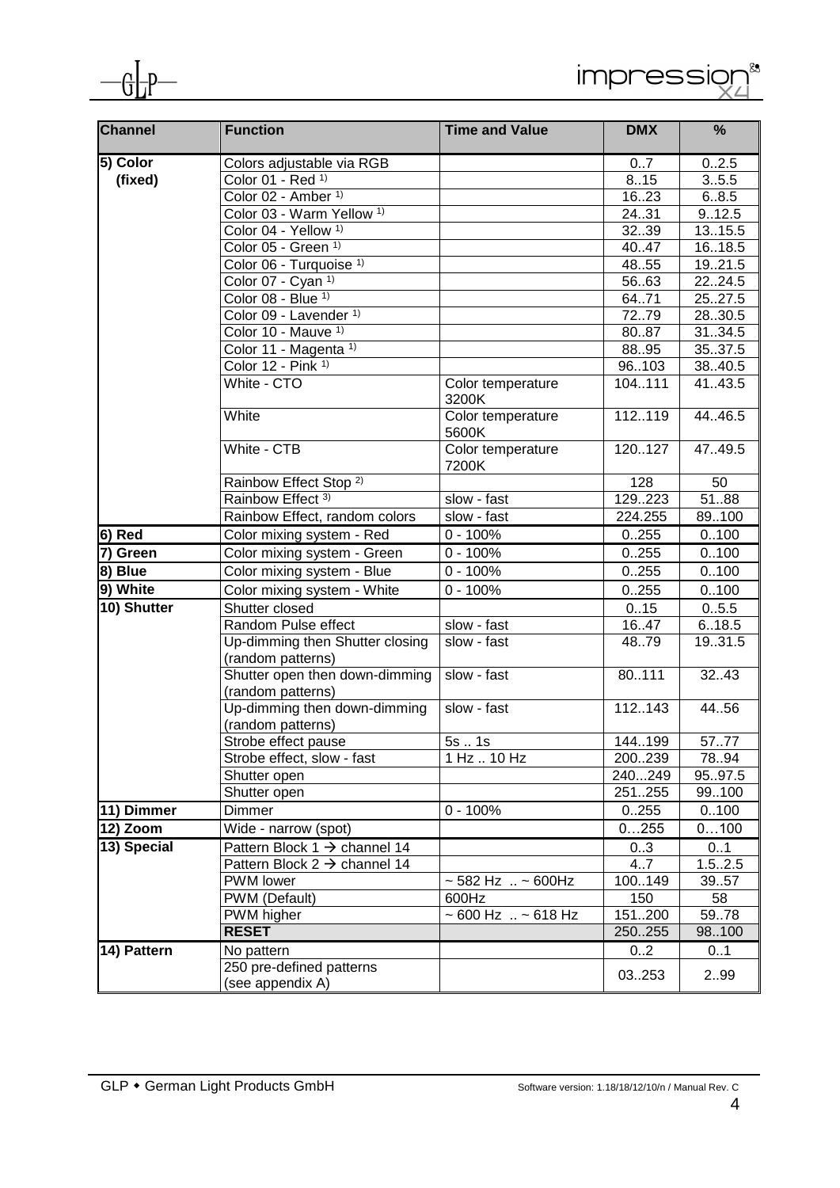| Channel | Function | Time and Value | DMX | % |
|---|---|---|---|---|
| **5) Color (fixed)** | Colors adjustable via RGB | | 0..7 | 0..2.5 |
| | Color 01 - Red [1)] | | 8..15 | 3..5.5 |
| | Color 02 - Amber [1)] | | 16..23 | 6..8.5 |
| | Color 03 - Warm Yellow [1)] | | 24..31 | 9..12.5 |
| | Color 04 - Yellow [1)] | | 32..39 | 13..15.5 |
| | Color 05 - Green [1)] | | 40..47 | 16..18.5 |
| | Color 06 - Turquoise [1)] | | 48..55 | 19..21.5 |
| | Color 07 - Cyan [1)] | | 56..63 | 22..24.5 |
| | Color 08 - Blue [1)] | | 64..71 | 25..27.5 |
| | Color 09 - Lavender [1)] | | 72..79 | 28..30.5 |
| | Color 10 - Mauve [1)] | | 80..87 | 31..34.5 |
| | Color 11 - Magenta [1)] | | 88..95 | 35..37.5 |
| | Color 12 - Pink [1)] | | 96..103 | 38..40.5 |
| | White - CTO | Color temperature 3200K | 104..111 | 41..43.5 |
| | White | Color temperature 5600K | 112..119 | 44..46.5 |
| | White - CTB | Color temperature 7200K | 120..127 | 47..49.5 |
| | Rainbow Effect Stop [2)] | | 128 | 50 |
| | Rainbow Effect [3)] | slow - fast | 129..223 | 51..88 |
| | Rainbow Effect, random colors | slow - fast | 224..255 | 89..100 |
| **6) Red** | Color mixing system - Red | 0 - 100% | 0..255 | 0..100 |
| **7) Green** | Color mixing system - Green | 0 - 100% | 0..255 | 0..100 |
| **8) Blue** | Color mixing system - Blue | 0 - 100% | 0..255 | 0..100 |
| **9) White** | Color mixing system - White | 0 - 100% | 0..255 | 0..100 |
| **10) Shutter** | Shutter closed | | 0..15 | 0..5.5 |
| | Random Pulse effect | slow - fast | 16..47 | 6..18.5 |
| | Up-dimming then Shutter closing (random patterns) | slow - fast | 48..79 | 19..31.5 |
| | Shutter open then down-dimming (random patterns) | slow - fast | 80..111 | 32..43 |
| | Up-dimming then down-dimming (random patterns) | slow - fast | 112..143 | 44..56 |
| | Strobe effect pause | 5s .. 1s | 144..199 | 57..77 |
| | Strobe effect, slow - fast | 1 Hz .. 10 Hz | 200..239 | 78..94 |
| | Shutter open | | 240...249 | 95..97.5 |
| | Shutter open | | 251..255 | 99..100 |
| **11) Dimmer** | Dimmer | 0 - 100% | 0..255 | 0..100 |
| **12) Zoom** | Wide - narrow (spot) | | 0…255 | 0…100 |
| **13) Special** | Pattern Block 1 → channel 14 | | 0..3 | 0..1 |
| | Pattern Block 2 → channel 14 | | 4..7 | 1.5..2.5 |
| | PWM lower | ~ 582 Hz .. ~ 600Hz | 100..149 | 39..57 |
| | PWM (Default) | 600Hz | 150 | 58 |
| | PWM higher | ~ 600 Hz .. ~ 618 Hz | 151..200 | 59..78 |
| | **RESET** | | 250..255 | 98..100 |
| **14) Pattern** | No pattern | | 0..2 | 0..1 |
| | 250 pre-defined patterns (see appendix A) | | 03..253 | 2..99 |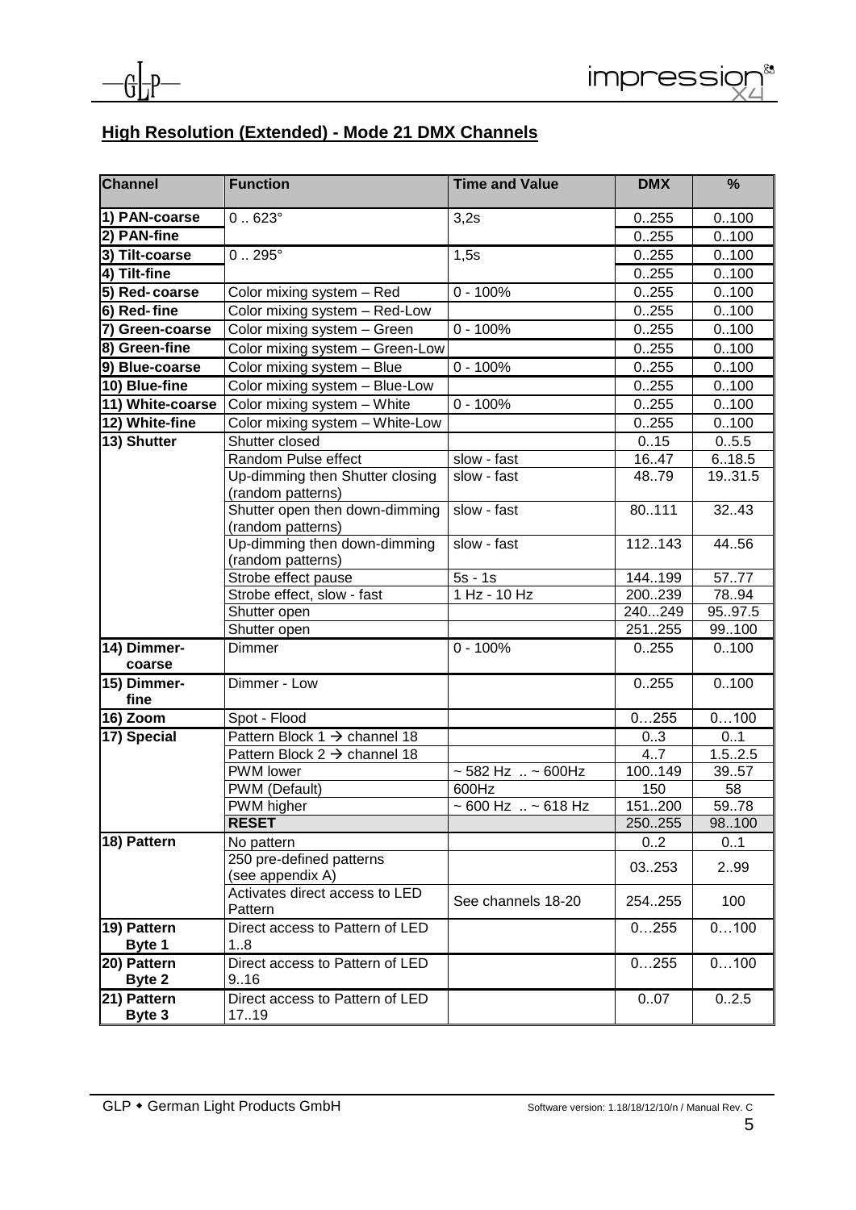## High Resolution (Extended) - Mode 21 DMX Channels

| Channel | Function | Time and Value | DMX | % |
|---|---|---|---|---|
| **1) PAN-coarse** | 0 .. 623° | 3,2s | 0..255 | 0..100 |
| **2) PAN-fine** | | | 0..255 | 0..100 |
| **3) Tilt-coarse** | 0 .. 295° | 1,5s | 0..255 | 0..100 |
| **4) Tilt-fine** | | | 0..255 | 0..100 |
| **5) Red-coarse** | Color mixing system – Red | 0 - 100% | 0..255 | 0..100 |
| **6) Red-fine** | Color mixing system – Red-Low | | 0..255 | 0..100 |
| **7) Green-coarse** | Color mixing system – Green | 0 - 100% | 0..255 | 0..100 |
| **8) Green-fine** | Color mixing system – Green-Low | | 0..255 | 0..100 |
| **9) Blue-coarse** | Color mixing system – Blue | 0 - 100% | 0..255 | 0..100 |
| **10) Blue-fine** | Color mixing system – Blue-Low | | 0..255 | 0..100 |
| **11) White-coarse** | Color mixing system – White | 0 - 100% | 0..255 | 0..100 |
| **12) White-fine** | Color mixing system – White-Low | | 0..255 | 0..100 |
| **13) Shutter** | Shutter closed | | 0..15 | 0..5.5 |
| | Random Pulse effect | slow - fast | 16..47 | 6..18.5 |
| | Up-dimming then Shutter closing (random patterns) | slow - fast | 48..79 | 19..31.5 |
| | Shutter open then down-dimming (random patterns) | slow - fast | 80..111 | 32..43 |
| | Up-dimming then down-dimming (random patterns) | slow - fast | 112..143 | 44..56 |
| | Strobe effect pause | 5s - 1s | 144..199 | 57..77 |
| | Strobe effect, slow - fast | 1 Hz - 10 Hz | 200..239 | 78..94 |
| | Shutter open | | 240...249 | 95..97.5 |
| | Shutter open | | 251..255 | 99..100 |
| **14) Dimmer-coarse** | Dimmer | 0 - 100% | 0..255 | 0..100 |
| **15) Dimmer-fine** | Dimmer - Low | | 0..255 | 0..100 |
| **16) Zoom** | Spot - Flood | | 0…255 | 0…100 |
| **17) Special** | Pattern Block 1 → channel 18 | | 0..3 | 0..1 |
| | Pattern Block 2 → channel 18 | | 4..7 | 1.5..2.5 |
| | PWM lower | ~ 582 Hz .. ~ 600Hz | 100..149 | 39..57 |
| | PWM (Default) | 600Hz | 150 | 58 |
| | PWM higher | ~ 600 Hz .. ~ 618 Hz | 151..200 | 59..78 |
| | **RESET** | | 250..255 | 98..100 |
| **18) Pattern** | No pattern | | 0..2 | 0..1 |
| | 250 pre-defined patterns (see appendix A) | | 03..253 | 2..99 |
| | Activates direct access to LED Pattern | See channels 18-20 | 254..255 | 100 |
| **19) Pattern Byte 1** | Direct access to Pattern of LED 1..8 | | 0…255 | 0…100 |
| **20) Pattern Byte 2** | Direct access to Pattern of LED 9..16 | | 0…255 | 0…100 |
| **21) Pattern Byte 3** | Direct access to Pattern of LED 17..19 | | 0..07 | 0..2.5 |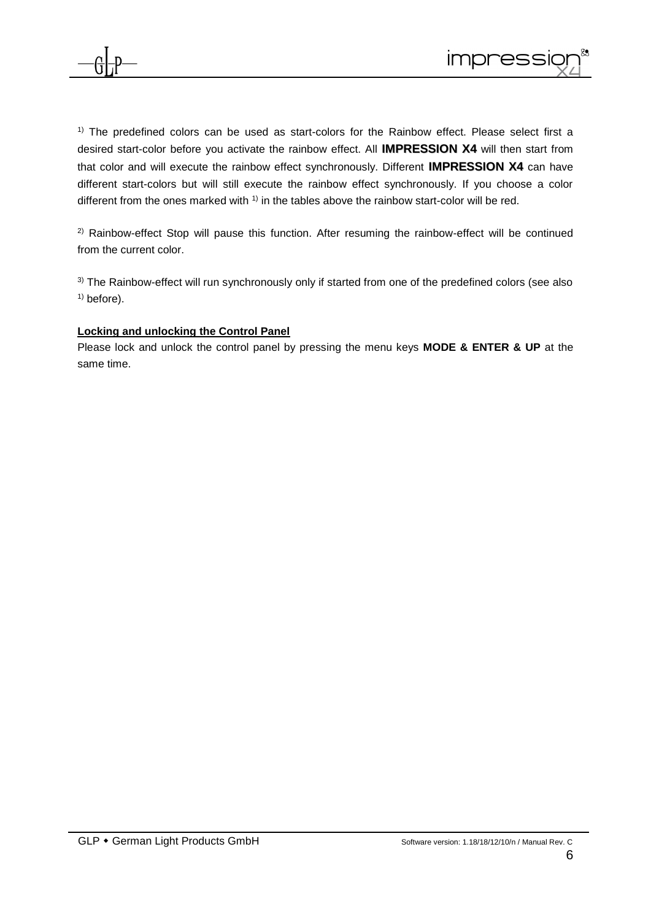[1)] The predefined colors can be used as start-colors for the Rainbow effect. Please select first a desired start-color before you activate the rainbow effect. All **IMPRESSION X4** will then start from that color and will execute the rainbow effect synchronously. Different **IMPRESSION X4** can have different start-colors but will still execute the rainbow effect synchronously. If you choose a color different from the ones marked with [1)] in the tables above the rainbow start-color will be red.

[2)] Rainbow-effect Stop will pause this function. After resuming the rainbow-effect will be continued from the current color.

[3)] The Rainbow-effect will run synchronously only if started from one of the predefined colors (see also [1)] before).

**Locking and unlocking the Control Panel**

Please lock and unlock the control panel by pressing the menu keys **MODE & ENTER & UP** at the same time.